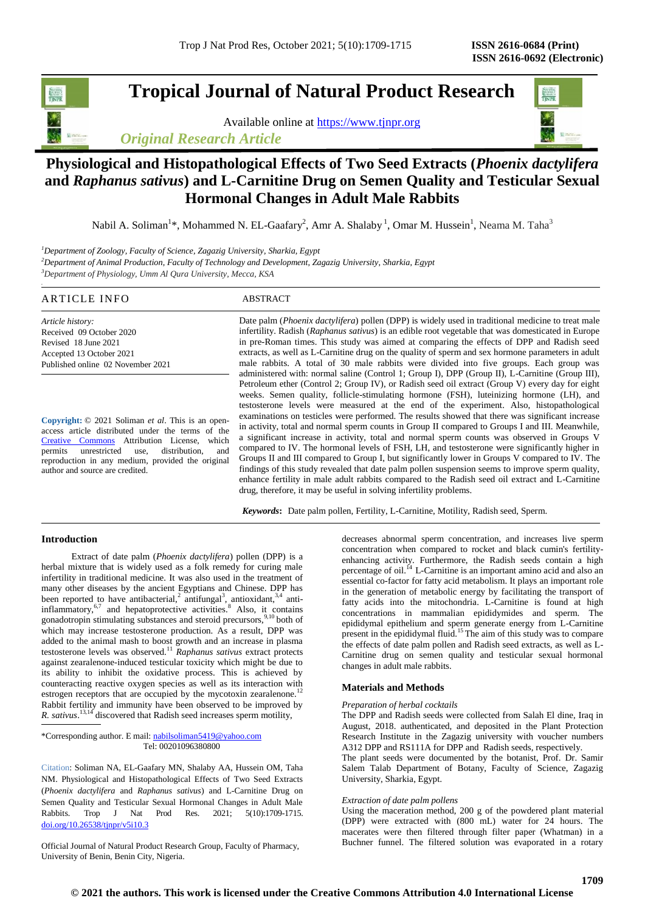# Tropical Journal of Natural Product Research

Available online at https://www.tjnpr.org

*Original Research Article*

## Physiological and Histopathological Effects of Two Seed Extracts (*Phoenix dactylifera* and *Raphanus sativus*) and L-Carnitine Drug on Semen Quality and Testicular Sexual Hormonal Changes in Adult Male Rabbits

Nabil A. Soliman[1]*, Mohammed N. EL-Gaafary[2], Amr A. Shalaby[1], Omar M. Hussein[1], Neama M. Taha[3]

[1]*Department of Zoology, Faculty of Science, Zagazig University, Sharkia, Egypt*
[2]*Department of Animal Production, Faculty of Technology and Development, Zagazig University, Sharkia, Egypt*
[3]*Department of Physiology, Umm Al Qura University, Mecca, KSA*

### ARTICLE INFO

*Article history:*
Received 09 October 2020
Revised 18 June 2021
Accepted 13 October 2021
Published online 02 November 2021

**Copyright:** © 2021 Soliman *et al*. This is an open-access article distributed under the terms of the Creative Commons Attribution License, which permits unrestricted use, distribution, and reproduction in any medium, provided the original author and source are credited.

### ABSTRACT

Date palm (*Phoenix dactylifera*) pollen (DPP) is widely used in traditional medicine to treat male infertility. Radish (*Raphanus sativus*) is an edible root vegetable that was domesticated in Europe in pre-Roman times. This study was aimed at comparing the effects of DPP and Radish seed extracts, as well as L-Carnitine drug on the quality of sperm and sex hormone parameters in adult male rabbits. A total of 30 male rabbits were divided into five groups. Each group was administered with: normal saline (Control 1; Group I), DPP (Group II), L-Carnitine (Group III), Petroleum ether (Control 2; Group IV), or Radish seed oil extract (Group V) every day for eight weeks. Semen quality, follicle-stimulating hormone (FSH), luteinizing hormone (LH), and testosterone levels were measured at the end of the experiment. Also, histopathological examinations on testicles were performed. The results showed that there was significant increase in activity, total and normal sperm counts in Group II compared to Groups I and III. Meanwhile, a significant increase in activity, total and normal sperm counts was observed in Groups V compared to IV. The hormonal levels of FSH, LH, and testosterone were significantly higher in Groups II and III compared to Group I, but significantly lower in Groups V compared to IV. The findings of this study revealed that date palm pollen suspension seems to improve sperm quality, enhance fertility in male adult rabbits compared to the Radish seed oil extract and L-Carnitine drug, therefore, it may be useful in solving infertility problems.

***Keywords*:** Date palm pollen, Fertility, L-Carnitine, Motility, Radish seed, Sperm.

### Introduction

Extract of date palm (*Phoenix dactylifera*) pollen (DPP) is a herbal mixture that is widely used as a folk remedy for curing male infertility in traditional medicine. It was also used in the treatment of many other diseases by the ancient Egyptians and Chinese. DPP has been reported to have antibacterial,[2] antifungal[3], antioxidant,[3,4] anti-inflammatory,[6,7] and hepatoprotective activities.[8] Also, it contains gonadotropin stimulating substances and steroid precursors,[9,10] both of which may increase testosterone production. As a result, DPP was added to the animal mash to boost growth and an increase in plasma testosterone levels was observed.[11] *Raphanus sativus* extract protects against zearalenone-induced testicular toxicity which might be due to its ability to inhibit the oxidative process. This is achieved by counteracting reactive oxygen species as well as its interaction with estrogen receptors that are occupied by the mycotoxin zearalenone.[12] Rabbit fertility and immunity have been observed to be improved by *R. sativus*.[13,14] discovered that Radish seed increases sperm motility, decreases abnormal sperm concentration, and increases live sperm concentration when compared to rocket and black cumin's fertility-enhancing activity. Furthermore, the Radish seeds contain a high percentage of oil.[14] L-Carnitine is an important amino acid and also an essential co-factor for fatty acid metabolism. It plays an important role in the generation of metabolic energy by facilitating the transport of fatty acids into the mitochondria. L-Carnitine is found at high concentrations in mammalian epididymides and sperm. The epididymal epithelium and sperm generate energy from L-Carnitine present in the epididymal fluid.[15] The aim of this study was to compare the effects of date palm pollen and Radish seed extracts, as well as L-Carnitine drug on semen quality and testicular sexual hormonal changes in adult male rabbits.

*Corresponding author. E mail: nabilsoliman5419@yahoo.com
Tel: 00201096380800

Citation: Soliman NA, EL-Gaafary MN, Shalaby AA, Hussein OM, Taha NM. Physiological and Histopathological Effects of Two Seed Extracts (*Phoenix dactylifera* and *Raphanus sativus*) and L-Carnitine Drug on Semen Quality and Testicular Sexual Hormonal Changes in Adult Male Rabbits. Trop J Nat Prod Res. 2021; 5(10):1709-1715. doi.org/10.26538/tjnpr/v5i10.3

Official Journal of Natural Product Research Group, Faculty of Pharmacy, University of Benin, Benin City, Nigeria.

### Materials and Methods

*Preparation of herbal cocktails*

The DPP and Radish seeds were collected from Salah El dine, Iraq in August, 2018. authenticated, and deposited in the Plant Protection Research Institute in the Zagazig university with voucher numbers A312 DPP and RS111A for DPP and Radish seeds, respectively.
The plant seeds were documented by the botanist, Prof. Dr. Samir Salem Talab Department of Botany, Faculty of Science, Zagazig University, Sharkia, Egypt.

*Extraction of date palm pollens*

Using the maceration method, 200 g of the powdered plant material (DPP) were extracted with (800 mL) water for 24 hours. The macerates were then filtered through filter paper (Whatman) in a Buchner funnel. The filtered solution was evaporated in a rotary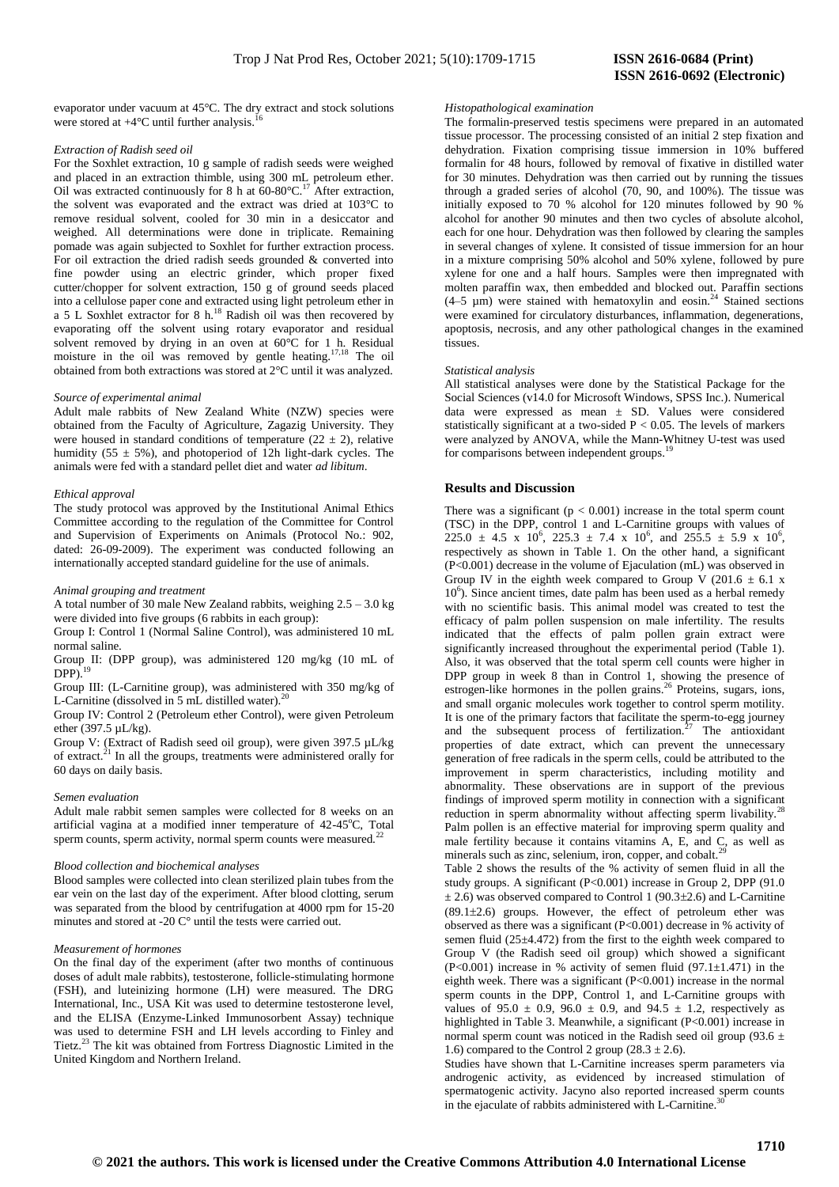evaporator under vacuum at 45°C. The dry extract and stock solutions were stored at +4°C until further analysis.[16]

*Extraction of Radish seed oil*

For the Soxhlet extraction, 10 g sample of radish seeds were weighed and placed in an extraction thimble, using 300 mL petroleum ether. Oil was extracted continuously for 8 h at 60-80°C.[17] After extraction, the solvent was evaporated and the extract was dried at 103°C to remove residual solvent, cooled for 30 min in a desiccator and weighed. All determinations were done in triplicate. Remaining pomade was again subjected to Soxhlet for further extraction process. For oil extraction the dried radish seeds grounded & converted into fine powder using an electric grinder, which proper fixed cutter/chopper for solvent extraction, 150 g of ground seeds placed into a cellulose paper cone and extracted using light petroleum ether in a 5 L Soxhlet extractor for 8 h.[18] Radish oil was then recovered by evaporating off the solvent using rotary evaporator and residual solvent removed by drying in an oven at 60°C for 1 h. Residual moisture in the oil was removed by gentle heating.[17,18] The oil obtained from both extractions was stored at 2°C until it was analyzed.

*Source of experimental animal*

Adult male rabbits of New Zealand White (NZW) species were obtained from the Faculty of Agriculture, Zagazig University. They were housed in standard conditions of temperature (22 ± 2), relative humidity (55 ± 5%), and photoperiod of 12h light-dark cycles. The animals were fed with a standard pellet diet and water *ad libitum*.

*Ethical approval*

The study protocol was approved by the Institutional Animal Ethics Committee according to the regulation of the Committee for Control and Supervision of Experiments on Animals (Protocol No.: 902, dated: 26-09-2009). The experiment was conducted following an internationally accepted standard guideline for the use of animals.

*Animal grouping and treatment*

A total number of 30 male New Zealand rabbits, weighing 2.5 – 3.0 kg were divided into five groups (6 rabbits in each group):

Group I: Control 1 (Normal Saline Control), was administered 10 mL normal saline.

Group II: (DPP group), was administered 120 mg/kg (10 mL of DPP).[19]

Group III: (L-Carnitine group), was administered with 350 mg/kg of L-Carnitine (dissolved in 5 mL distilled water).[20]

Group IV: Control 2 (Petroleum ether Control), were given Petroleum ether (397.5 µL/kg).

Group V: (Extract of Radish seed oil group), were given 397.5 µL/kg of extract.[21] In all the groups, treatments were administered orally for 60 days on daily basis.

*Semen evaluation*

Adult male rabbit semen samples were collected for 8 weeks on an artificial vagina at a modified inner temperature of 42-45°C, Total sperm counts, sperm activity, normal sperm counts were measured.[22]

*Blood collection and biochemical analyses*

Blood samples were collected into clean sterilized plain tubes from the ear vein on the last day of the experiment. After blood clotting, serum was separated from the blood by centrifugation at 4000 rpm for 15-20 minutes and stored at -20 C° until the tests were carried out.

*Measurement of hormones*

On the final day of the experiment (after two months of continuous doses of adult male rabbits), testosterone, follicle-stimulating hormone (FSH), and luteinizing hormone (LH) were measured. The DRG International, Inc., USA Kit was used to determine testosterone level, and the ELISA (Enzyme-Linked Immunosorbent Assay) technique was used to determine FSH and LH levels according to Finley and Tietz.[23] The kit was obtained from Fortress Diagnostic Limited in the United Kingdom and Northern Ireland.

*Histopathological examination*

The formalin-preserved testis specimens were prepared in an automated tissue processor. The processing consisted of an initial 2 step fixation and dehydration. Fixation comprising tissue immersion in 10% buffered formalin for 48 hours, followed by removal of fixative in distilled water for 30 minutes. Dehydration was then carried out by running the tissues through a graded series of alcohol (70, 90, and 100%). The tissue was initially exposed to 70 % alcohol for 120 minutes followed by 90 % alcohol for another 90 minutes and then two cycles of absolute alcohol, each for one hour. Dehydration was then followed by clearing the samples in several changes of xylene. It consisted of tissue immersion for an hour in a mixture comprising 50% alcohol and 50% xylene, followed by pure xylene for one and a half hours. Samples were then impregnated with molten paraffin wax, then embedded and blocked out. Paraffin sections (4–5 µm) were stained with hematoxylin and eosin.[24] Stained sections were examined for circulatory disturbances, inflammation, degenerations, apoptosis, necrosis, and any other pathological changes in the examined tissues.

*Statistical analysis*

All statistical analyses were done by the Statistical Package for the Social Sciences (v14.0 for Microsoft Windows, SPSS Inc.). Numerical data were expressed as mean ± SD. Values were considered statistically significant at a two-sided $P < 0.05$. The levels of markers were analyzed by ANOVA, while the Mann-Whitney U-test was used for comparisons between independent groups.[19]

## Results and Discussion

There was a significant ($p < 0.001$) increase in the total sperm count (TSC) in the DPP, control 1 and L-Carnitine groups with values of $225.0 \pm 4.5 \times 10^6$, $225.3 \pm 7.4 \times 10^6$, and $255.5 \pm 5.9 \times 10^6$, respectively as shown in Table 1. On the other hand, a significant ($P<0.001$) decrease in the volume of Ejaculation (mL) was observed in Group IV in the eighth week compared to Group V ($201.6 \pm 6.1 \times 10^6$). Since ancient times, date palm has been used as a herbal remedy with no scientific basis. This animal model was created to test the efficacy of palm pollen suspension on male infertility. The results indicated that the effects of palm pollen grain extract were significantly increased throughout the experimental period (Table 1). Also, it was observed that the total sperm cell counts were higher in DPP group in week 8 than in Control 1, showing the presence of estrogen-like hormones in the pollen grains.[26] Proteins, sugars, ions, and small organic molecules work together to control sperm motility. It is one of the primary factors that facilitate the sperm-to-egg journey and the subsequent process of fertilization.[27] The antioxidant properties of date extract, which can prevent the unnecessary generation of free radicals in the sperm cells, could be attributed to the improvement in sperm characteristics, including motility and abnormality. These observations are in support of the previous findings of improved sperm motility in connection with a significant reduction in sperm abnormality without affecting sperm livability.[28] Palm pollen is an effective material for improving sperm quality and male fertility because it contains vitamins A, E, and C, as well as minerals such as zinc, selenium, iron, copper, and cobalt.[29]

Table 2 shows the results of the % activity of semen fluid in all the study groups. A significant ($P<0.001$) increase in Group 2, DPP (91.0 ± 2.6) was observed compared to Control 1 (90.3±2.6) and L-Carnitine (89.1±2.6) groups. However, the effect of petroleum ether was observed as there was a significant ($P<0.001$) decrease in % activity of semen fluid (25±4.472) from the first to the eighth week compared to Group V (the Radish seed oil group) which showed a significant ($P<0.001$) increase in % activity of semen fluid (97.1±1.471) in the eighth week. There was a significant ($P<0.001$) increase in the normal sperm counts in the DPP, Control 1, and L-Carnitine groups with values of 95.0 ± 0.9, 96.0 ± 0.9, and 94.5 ± 1.2, respectively as highlighted in Table 3. Meanwhile, a significant ($P<0.001$) increase in normal sperm count was noticed in the Radish seed oil group (93.6 ± 1.6) compared to the Control 2 group (28.3 ± 2.6).

Studies have shown that L-Carnitine increases sperm parameters via androgenic activity, as evidenced by increased stimulation of spermatogenic activity. Jacyno also reported increased sperm counts in the ejaculate of rabbits administered with L-Carnitine.[30]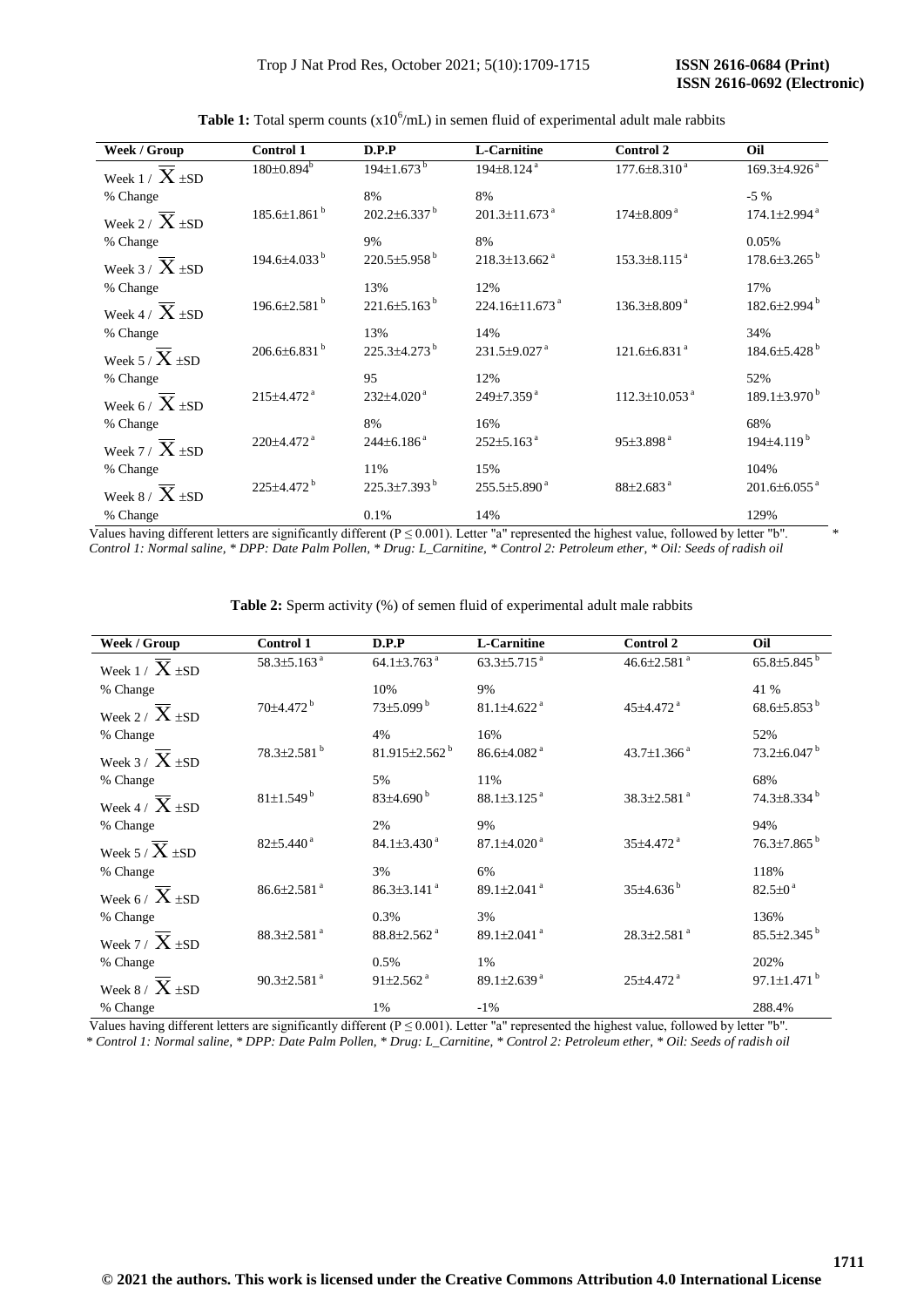**Table 1:** Total sperm counts ($x10^6$/mL) in semen fluid of experimental adult male rabbits

| Week / Group | Control 1 | D.P.P | L-Carnitine | Control 2 | Oil |
|---|---|---|---|---|---|
| Week 1 / $\overline{X}$ ±SD | 180±0.894[b] | 194±1.673[b] | 194±8.124[a] | 177.6±8.310[a] | 169.3±4.926[a] |
| % Change | | 8% | 8% | | -5 % |
| Week 2 / $\overline{X}$ ±SD | 185.6±1.861[b] | 202.2±6.337[b] | 201.3±11.673[a] | 174±8.809[a] | 174.1±2.994[a] |
| % Change | | 9% | 8% | | 0.05% |
| Week 3 / $\overline{X}$ ±SD | 194.6±4.033[b] | 220.5±5.958[b] | 218.3±13.662[a] | 153.3±8.115[a] | 178.6±3.265[b] |
| % Change | | 13% | 12% | | 17% |
| Week 4 / $\overline{X}$ ±SD | 196.6±2.581[b] | 221.6±5.163[b] | 224.16±11.673[a] | 136.3±8.809[a] | 182.6±2.994[b] |
| % Change | | 13% | 14% | | 34% |
| Week 5 / $\overline{X}$ ±SD | 206.6±6.831[b] | 225.3±4.273[b] | 231.5±9.027[a] | 121.6±6.831[a] | 184.6±5.428[b] |
| % Change | | 95 | 12% | | 52% |
| Week 6 / $\overline{X}$ ±SD | 215±4.472[a] | 232±4.020[a] | 249±7.359[a] | 112.3±10.053[a] | 189.1±3.970[b] |
| % Change | | 8% | 16% | | 68% |
| Week 7 / $\overline{X}$ ±SD | 220±4.472[a] | 244±6.186[a] | 252±5.163[a] | 95±3.898[a] | 194±4.119[b] |
| % Change | | 11% | 15% | | 104% |
| Week 8 / $\overline{X}$ ±SD | 225±4.472[b] | 225.3±7.393[b] | 255.5±5.890[a] | 88±2.683[a] | 201.6±6.055[a] |
| % Change | | 0.1% | 14% | | 129% |

Values having different letters are significantly different ($P \leq 0.001$). Letter "a" represented the highest value, followed by letter "b". *
*Control 1: Normal saline, * DPP: Date Palm Pollen, * Drug: L_Carnitine, * Control 2: Petroleum ether, * Oil: Seeds of radish oil*

**Table 2:** Sperm activity (%) of semen fluid of experimental adult male rabbits

| Week / Group | Control 1 | D.P.P | L-Carnitine | Control 2 | Oil |
|---|---|---|---|---|---|
| Week 1 / $\overline{X}$ ±SD | 58.3±5.163[a] | 64.1±3.763[a] | 63.3±5.715[a] | 46.6±2.581[a] | 65.8±5.845[b] |
| % Change | | 10% | 9% | | 41 % |
| Week 2 / $\overline{X}$ ±SD | 70±4.472[b] | 73±5.099[b] | 81.1±4.622[a] | 45±4.472[a] | 68.6±5.853[b] |
| % Change | | 4% | 16% | | 52% |
| Week 3 / $\overline{X}$ ±SD | 78.3±2.581[b] | 81.915±2.562[b] | 86.6±4.082[a] | 43.7±1.366[a] | 73.2±6.047[b] |
| % Change | | 5% | 11% | | 68% |
| Week 4 / $\overline{X}$ ±SD | 81±1.549[b] | 83±4.690[b] | 88.1±3.125[a] | 38.3±2.581[a] | 74.3±8.334[b] |
| % Change | | 2% | 9% | | 94% |
| Week 5 / $\overline{X}$ ±SD | 82±5.440[a] | 84.1±3.430[a] | 87.1±4.020[a] | 35±4.472[a] | 76.3±7.865[b] |
| % Change | | 3% | 6% | | 118% |
| Week 6 / $\overline{X}$ ±SD | 86.6±2.581[a] | 86.3±3.141[a] | 89.1±2.041[a] | 35±4.636[b] | 82.5±0[a] |
| % Change | | 0.3% | 3% | | 136% |
| Week 7 / $\overline{X}$ ±SD | 88.3±2.581[a] | 88.8±2.562[a] | 89.1±2.041[a] | 28.3±2.581[a] | 85.5±2.345[b] |
| % Change | | 0.5% | 1% | | 202% |
| Week 8 / $\overline{X}$ ±SD | 90.3±2.581[a] | 91±2.562[a] | 89.1±2.639[a] | 25±4.472[a] | 97.1±1.471[b] |
| % Change | | 1% | -1% | | 288.4% |

Values having different letters are significantly different ($P \leq 0.001$). Letter "a" represented the highest value, followed by letter "b".
** Control 1: Normal saline, * DPP: Date Palm Pollen, * Drug: L_Carnitine, * Control 2: Petroleum ether, * Oil: Seeds of radish oil*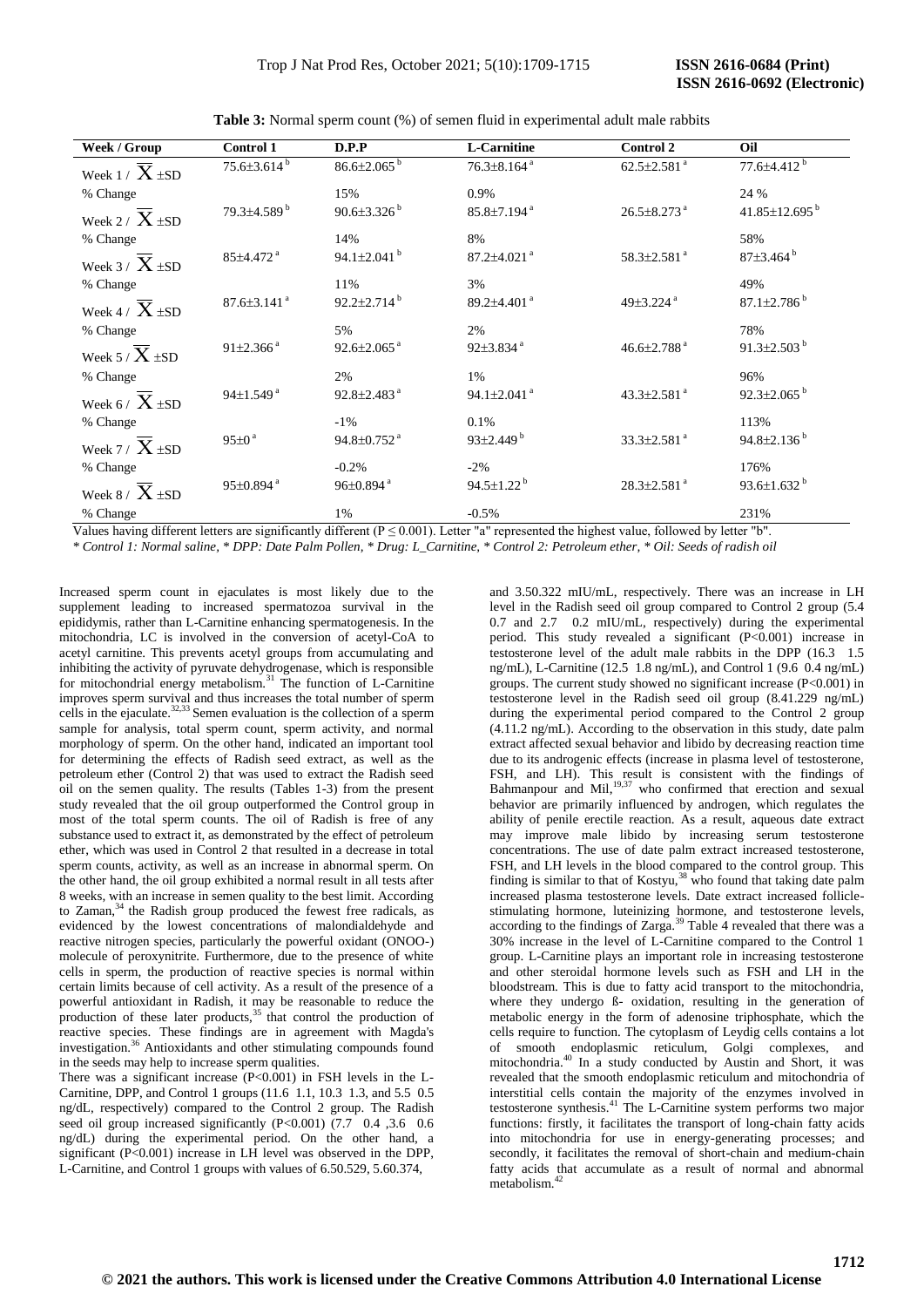**Table 3:** Normal sperm count (%) of semen fluid in experimental adult male rabbits

| Week / Group | Control 1 | D.P.P | L-Carnitine | Control 2 | Oil |
|---|---|---|---|---|---|
| Week 1 / $\overline{X}$ ±SD | 75.6±3.614 [b] | 86.6±2.065 [b] | 76.3±8.164 [a] | 62.5±2.581 [a] | 77.6±4.412 [b] |
| % Change | | 15% | 0.9% | | 24 % |
| Week 2 / $\overline{X}$ ±SD | 79.3±4.589 [b] | 90.6±3.326 [b] | 85.8±7.194 [a] | 26.5±8.273 [a] | 41.85±12.695 [b] |
| % Change | | 14% | 8% | | 58% |
| Week 3 / $\overline{X}$ ±SD | 85±4.472 [a] | 94.1±2.041 [b] | 87.2±4.021 [a] | 58.3±2.581 [a] | 87±3.464 [b] |
| % Change | | 11% | 3% | | 49% |
| Week 4 / $\overline{X}$ ±SD | 87.6±3.141 [a] | 92.2±2.714 [b] | 89.2±4.401 [a] | 49±3.224 [a] | 87.1±2.786 [b] |
| % Change | | 5% | 2% | | 78% |
| Week 5 / $\overline{X}$ ±SD | 91±2.366 [a] | 92.6±2.065 [a] | 92±3.834 [a] | 46.6±2.788 [a] | 91.3±2.503 [b] |
| % Change | | 2% | 1% | | 96% |
| Week 6 / $\overline{X}$ ±SD | 94±1.549 [a] | 92.8±2.483 [a] | 94.1±2.041 [a] | 43.3±2.581 [a] | 92.3±2.065 [b] |
| % Change | | -1% | 0.1% | | 113% |
| Week 7 / $\overline{X}$ ±SD | 95±0 [a] | 94.8±0.752 [a] | 93±2.449 [b] | 33.3±2.581 [a] | 94.8±2.136 [b] |
| % Change | | -0.2% | -2% | | 176% |
| Week 8 / $\overline{X}$ ±SD | 95±0.894 [a] | 96±0.894 [a] | 94.5±1.22 [b] | 28.3±2.581 [a] | 93.6±1.632 [b] |
| % Change | | 1% | -0.5% | | 231% |

Values having different letters are significantly different (P ≤ 0.001). Letter "a" represented the highest value, followed by letter "b".
*\* Control 1: Normal saline, \* DPP: Date Palm Pollen, \* Drug: L_Carnitine, \* Control 2: Petroleum ether, \* Oil: Seeds of radish oil*

Increased sperm count in ejaculates is most likely due to the supplement leading to increased spermatozoa survival in the epididymis, rather than L-Carnitine enhancing spermatogenesis. In the mitochondria, LC is involved in the conversion of acetyl-CoA to acetyl carnitine. This prevents acetyl groups from accumulating and inhibiting the activity of pyruvate dehydrogenase, which is responsible for mitochondrial energy metabolism.[31] The function of L-Carnitine improves sperm survival and thus increases the total number of sperm cells in the ejaculate.[32,33] Semen evaluation is the collection of a sperm sample for analysis, total sperm count, sperm activity, and normal morphology of sperm. On the other hand, indicated an important tool for determining the effects of Radish seed extract, as well as the petroleum ether (Control 2) that was used to extract the Radish seed oil on the semen quality. The results (Tables 1-3) from the present study revealed that the oil group outperformed the Control group in most of the total sperm counts. The oil of Radish is free of any substance used to extract it, as demonstrated by the effect of petroleum ether, which was used in Control 2 that resulted in a decrease in total sperm counts, activity, as well as an increase in abnormal sperm. On the other hand, the oil group exhibited a normal result in all tests after 8 weeks, with an increase in semen quality to the best limit. According to Zaman,[34] the Radish group produced the fewest free radicals, as evidenced by the lowest concentrations of malondialdehyde and reactive nitrogen species, particularly the powerful oxidant (ONOO-) molecule of peroxynitrite. Furthermore, due to the presence of white cells in sperm, the production of reactive species is normal within certain limits because of cell activity. As a result of the presence of a powerful antioxidant in Radish, it may be reasonable to reduce the production of these later products,[35] that control the production of reactive species. These findings are in agreement with Magda's investigation.[36] Antioxidants and other stimulating compounds found in the seeds may help to increase sperm qualities.

There was a significant increase (P<0.001) in FSH levels in the L-Carnitine, DPP, and Control 1 groups (11.6 1.1, 10.3 1.3, and 5.5 0.5 ng/dL, respectively) compared to the Control 2 group. The Radish seed oil group increased significantly (P<0.001) (7.7 0.4 ,3.6 0.6 ng/dL) during the experimental period. On the other hand, a significant (P<0.001) increase in LH level was observed in the DPP, L-Carnitine, and Control 1 groups with values of 6.50.529, 5.60.374, and 3.50.322 mIU/mL, respectively. There was an increase in LH level in the Radish seed oil group compared to Control 2 group (5.4 0.7 and 2.7 0.2 mIU/mL, respectively) during the experimental period. This study revealed a significant (P<0.001) increase in testosterone level of the adult male rabbits in the DPP (16.3 1.5 ng/mL), L-Carnitine (12.5 1.8 ng/mL), and Control 1 (9.6 0.4 ng/mL) groups. The current study showed no significant increase (P<0.001) in testosterone level in the Radish seed oil group (8.41.229 ng/mL) during the experimental period compared to the Control 2 group (4.11.2 ng/mL). According to the observation in this study, date palm extract affected sexual behavior and libido by decreasing reaction time due to its androgenic effects (increase in plasma level of testosterone, FSH, and LH). This result is consistent with the findings of Bahmanpour and Mil,[19,37] who confirmed that erection and sexual behavior are primarily influenced by androgen, which regulates the ability of penile erectile reaction. As a result, aqueous date extract may improve male libido by increasing serum testosterone concentrations. The use of date palm extract increased testosterone, FSH, and LH levels in the blood compared to the control group. This finding is similar to that of Kostyu,[38] who found that taking date palm increased plasma testosterone levels. Date extract increased follicle-stimulating hormone, luteinizing hormone, and testosterone levels, according to the findings of Zarga.[39] Table 4 revealed that there was a 30% increase in the level of L-Carnitine compared to the Control 1 group. L-Carnitine plays an important role in increasing testosterone and other steroidal hormone levels such as FSH and LH in the bloodstream. This is due to fatty acid transport to the mitochondria, where they undergo ß- oxidation, resulting in the generation of metabolic energy in the form of adenosine triphosphate, which the cells require to function. The cytoplasm of Leydig cells contains a lot of smooth endoplasmic reticulum, Golgi complexes, and mitochondria.[40] In a study conducted by Austin and Short, it was revealed that the smooth endoplasmic reticulum and mitochondria of interstitial cells contain the majority of the enzymes involved in testosterone synthesis.[41] The L-Carnitine system performs two major functions: firstly, it facilitates the transport of long-chain fatty acids into mitochondria for use in energy-generating processes; and secondly, it facilitates the removal of short-chain and medium-chain fatty acids that accumulate as a result of normal and abnormal metabolism.[42]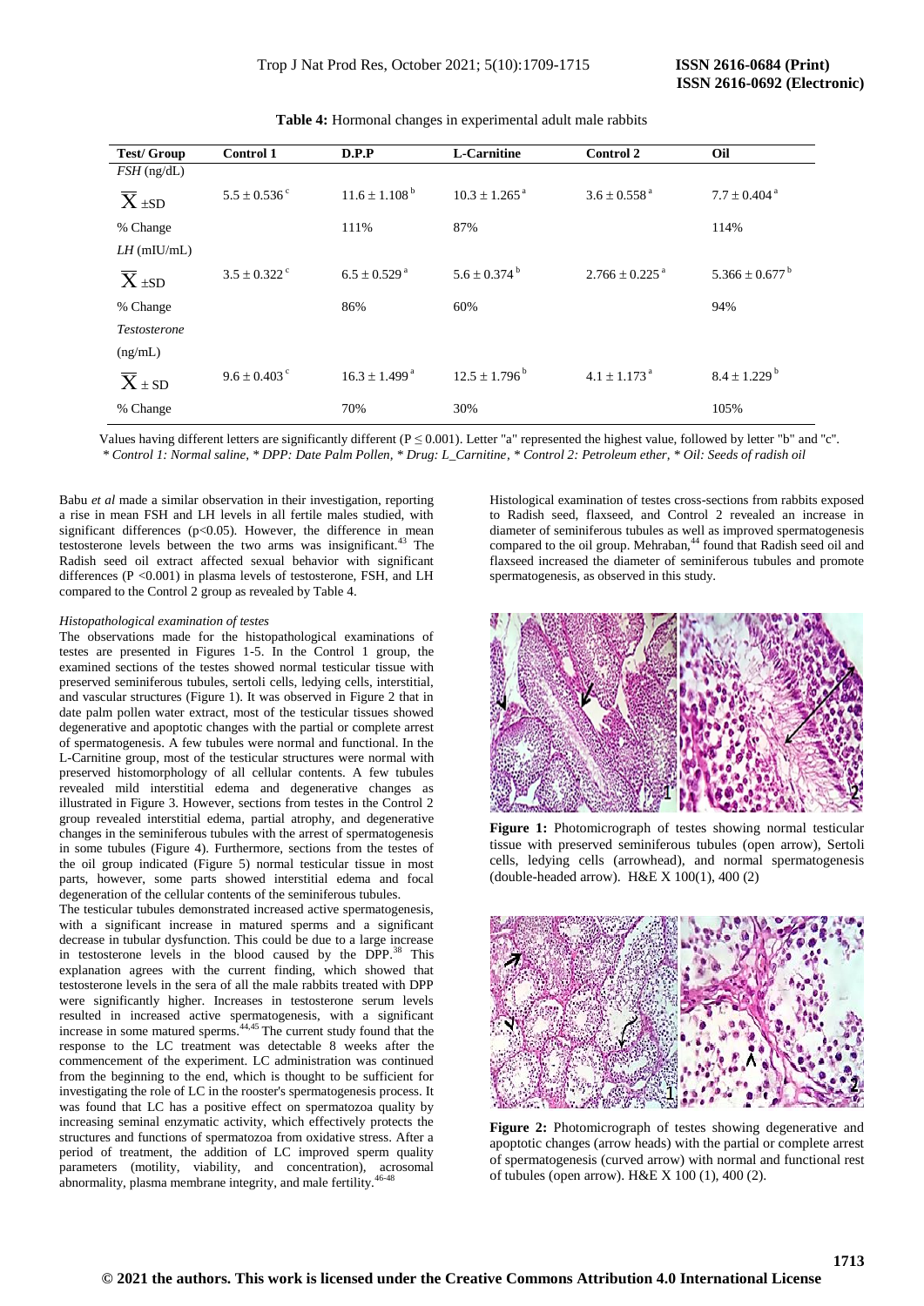**Table 4:** Hormonal changes in experimental adult male rabbits

| Test/ Group | Control 1 | D.P.P | L-Carnitine | Control 2 | Oil |
|---|---|---|---|---|---|
| *FSH* (ng/dL) | | | | | |
| $\overline{X}$ ±SD | $5.5 \pm 0.536^{c}$ | $11.6 \pm 1.108^{b}$ | $10.3 \pm 1.265^{a}$ | $3.6 \pm 0.558^{a}$ | $7.7 \pm 0.404^{a}$ |
| % Change | | 111% | 87% | | 114% |
| *LH* (mIU/mL) | | | | | |
| $\overline{X}$ ±SD | $3.5 \pm 0.322^{c}$ | $6.5 \pm 0.529^{a}$ | $5.6 \pm 0.374^{b}$ | $2.766 \pm 0.225^{a}$ | $5.366 \pm 0.677^{b}$ |
| % Change | | 86% | 60% | | 94% |
| *Testosterone* (ng/mL) | | | | | |
| $\overline{X}$ ± SD | $9.6 \pm 0.403^{c}$ | $16.3 \pm 1.499^{a}$ | $12.5 \pm 1.796^{b}$ | $4.1 \pm 1.173^{a}$ | $8.4 \pm 1.229^{b}$ |
| % Change | | 70% | 30% | | 105% |

Values having different letters are significantly different ($P \leq 0.001$). Letter "a" represented the highest value, followed by letter "b" and "c".
*\* Control 1: Normal saline, \* DPP: Date Palm Pollen, \* Drug: L_Carnitine, \* Control 2: Petroleum ether, \* Oil: Seeds of radish oil*

Babu *et al* made a similar observation in their investigation, reporting a rise in mean FSH and LH levels in all fertile males studied, with significant differences ($p<0.05$). However, the difference in mean testosterone levels between the two arms was insignificant.[43] The Radish seed oil extract affected sexual behavior with significant differences ($P <0.001$) in plasma levels of testosterone, FSH, and LH compared to the Control 2 group as revealed by Table 4.

*Histopathological examination of testes*

The observations made for the histopathological examinations of testes are presented in Figures 1-5. In the Control 1 group, the examined sections of the testes showed normal testicular tissue with preserved seminiferous tubules, sertoli cells, ledying cells, interstitial, and vascular structures (Figure 1). It was observed in Figure 2 that in date palm pollen water extract, most of the testicular tissues showed degenerative and apoptotic changes with the partial or complete arrest of spermatogenesis. A few tubules were normal and functional. In the L-Carnitine group, most of the testicular structures were normal with preserved histomorphology of all cellular contents. A few tubules revealed mild interstitial edema and degenerative changes as illustrated in Figure 3. However, sections from testes in the Control 2 group revealed interstitial edema, partial atrophy, and degenerative changes in the seminiferous tubules with the arrest of spermatogenesis in some tubules (Figure 4). Furthermore, sections from the testes of the oil group indicated (Figure 5) normal testicular tissue in most parts, however, some parts showed interstitial edema and focal degeneration of the cellular contents of the seminiferous tubules.

The testicular tubules demonstrated increased active spermatogenesis, with a significant increase in matured sperms and a significant decrease in tubular dysfunction. This could be due to a large increase in testosterone levels in the blood caused by the DPP.[38] This explanation agrees with the current finding, which showed that testosterone levels in the sera of all the male rabbits treated with DPP were significantly higher. Increases in testosterone serum levels resulted in increased active spermatogenesis, with a significant increase in some matured sperms.[44,45] The current study found that the response to the LC treatment was detectable 8 weeks after the commencement of the experiment. LC administration was continued from the beginning to the end, which is thought to be sufficient for investigating the role of LC in the rooster's spermatogenesis process. It was found that LC has a positive effect on spermatozoa quality by increasing seminal enzymatic activity, which effectively protects the structures and functions of spermatozoa from oxidative stress. After a period of treatment, the addition of LC improved sperm quality parameters (motility, viability, and concentration), acrosomal abnormality, plasma membrane integrity, and male fertility.[46-48]

Histological examination of testes cross-sections from rabbits exposed to Radish seed, flaxseed, and Control 2 revealed an increase in diameter of seminiferous tubules as well as improved spermatogenesis compared to the oil group. Mehraban,[44] found that Radish seed oil and flaxseed increased the diameter of seminiferous tubules and promote spermatogenesis, as observed in this study.

**Figure 1:** Photomicrograph of testes showing normal testicular tissue with preserved seminiferous tubules (open arrow), Sertoli cells, ledying cells (arrowhead), and normal spermatogenesis (double-headed arrow). H&E X 100(1), 400 (2)

**Figure 2:** Photomicrograph of testes showing degenerative and apoptotic changes (arrow heads) with the partial or complete arrest of spermatogenesis (curved arrow) with normal and functional rest of tubules (open arrow). H&E X 100 (1), 400 (2).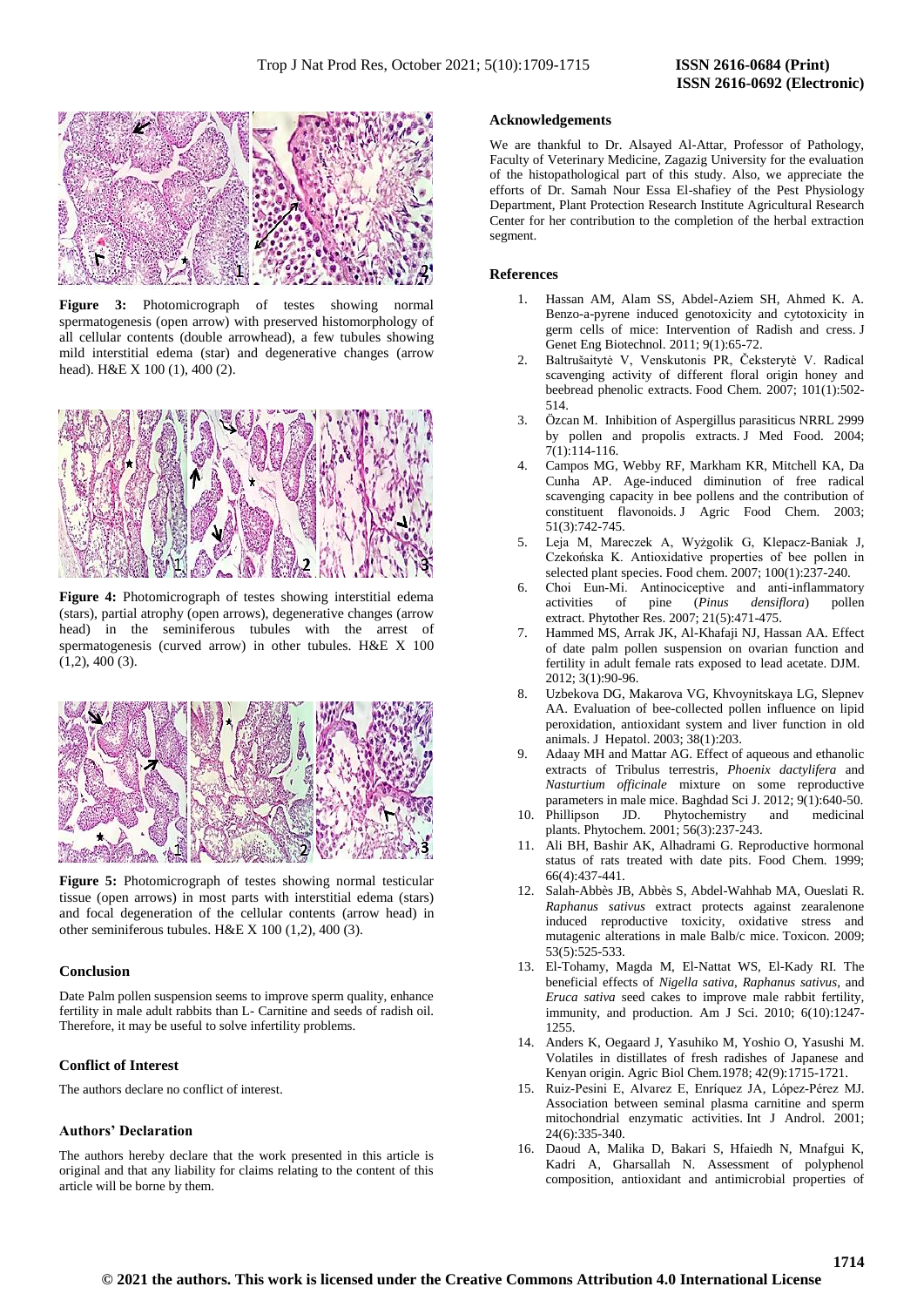**Figure 3:** Photomicrograph of testes showing normal spermatogenesis (open arrow) with preserved histomorphology of all cellular contents (double arrowhead), a few tubules showing mild interstitial edema (star) and degenerative changes (arrow head). H&E X 100 (1), 400 (2).

**Figure 4:** Photomicrograph of testes showing interstitial edema (stars), partial atrophy (open arrows), degenerative changes (arrow head) in the seminiferous tubules with the arrest of spermatogenesis (curved arrow) in other tubules. H&E X 100 (1,2), 400 (3).

**Figure 5:** Photomicrograph of testes showing normal testicular tissue (open arrows) in most parts with interstitial edema (stars) and focal degeneration of the cellular contents (arrow head) in other seminiferous tubules. H&E X 100 (1,2), 400 (3).

## Conclusion

Date Palm pollen suspension seems to improve sperm quality, enhance fertility in male adult rabbits than L- Carnitine and seeds of radish oil. Therefore, it may be useful to solve infertility problems.

## Conflict of Interest

The authors declare no conflict of interest.

## Authors' Declaration

The authors hereby declare that the work presented in this article is original and that any liability for claims relating to the content of this article will be borne by them.

## Acknowledgements

We are thankful to Dr. Alsayed Al-Attar, Professor of Pathology, Faculty of Veterinary Medicine, Zagazig University for the evaluation of the histopathological part of this study. Also, we appreciate the efforts of Dr. Samah Nour Essa El-shafiey of the Pest Physiology Department, Plant Protection Research Institute Agricultural Research Center for her contribution to the completion of the herbal extraction segment.

## References

1. Hassan AM, Alam SS, Abdel-Aziem SH, Ahmed K. A. Benzo-a-pyrene induced genotoxicity and cytotoxicity in germ cells of mice: Intervention of Radish and cress. J Genet Eng Biotechnol. 2011; 9(1):65-72.
2. Baltrušaitytė V, Venskutonis PR, Čeksterytė V. Radical scavenging activity of different floral origin honey and beebread phenolic extracts. Food Chem. 2007; 101(1):502-514.
3. Özcan M. Inhibition of Aspergillus parasiticus NRRL 2999 by pollen and propolis extracts. J Med Food. 2004; 7(1):114-116.
4. Campos MG, Webby RF, Markham KR, Mitchell KA, Da Cunha AP. Age-induced diminution of free radical scavenging capacity in bee pollens and the contribution of constituent flavonoids. J Agric Food Chem. 2003; 51(3):742-745.
5. Leja M, Mareczek A, Wyżgolik G, Klepacz-Baniak J, Czekońska K. Antioxidative properties of bee pollen in selected plant species. Food chem. 2007; 100(1):237-240.
6. Choi Eun-Mi. Antinociceptive and anti-inflammatory activities of pine (*Pinus densiflora*) pollen extract. Phytother Res. 2007; 21(5):471-475.
7. Hammed MS, Arrak JK, Al-Khafaji NJ, Hassan AA. Effect of date palm pollen suspension on ovarian function and fertility in adult female rats exposed to lead acetate. DJM. 2012; 3(1):90-96.
8. Uzbekova DG, Makarova VG, Khvoynitskaya LG, Slepnev AA. Evaluation of bee-collected pollen influence on lipid peroxidation, antioxidant system and liver function in old animals. J Hepatol. 2003; 38(1):203.
9. Adaay MH and Mattar AG. Effect of aqueous and ethanolic extracts of Tribulus terrestris, *Phoenix dactylifera* and *Nasturtium officinale* mixture on some reproductive parameters in male mice. Baghdad Sci J. 2012; 9(1):640-50.
10. Phillipson JD. Phytochemistry and medicinal plants. Phytochem. 2001; 56(3):237-243.
11. Ali BH, Bashir AK, Alhadrami G. Reproductive hormonal status of rats treated with date pits. Food Chem. 1999; 66(4):437-441.
12. Salah-Abbès JB, Abbès S, Abdel-Wahhab MA, Oueslati R. *Raphanus sativus* extract protects against zearalenone induced reproductive toxicity, oxidative stress and mutagenic alterations in male Balb/c mice. Toxicon. 2009; 53(5):525-533.
13. El-Tohamy, Magda M, El-Nattat WS, El-Kady RI. The beneficial effects of *Nigella sativa*, *Raphanus sativus*, and *Eruca sativa* seed cakes to improve male rabbit fertility, immunity, and production. Am J Sci. 2010; 6(10):1247-1255.
14. Anders K, Oegaard J, Yasuhiko M, Yoshio O, Yasushi M. Volatiles in distillates of fresh radishes of Japanese and Kenyan origin. Agric Biol Chem.1978; 42(9):1715-1721.
15. Ruiz-Pesini E, Alvarez E, Enríquez JA, López-Pérez MJ. Association between seminal plasma carnitine and sperm mitochondrial enzymatic activities. Int J Androl. 2001; 24(6):335-340.
16. Daoud A, Malika D, Bakari S, Hfaiedh N, Mnafgui K, Kadri A, Gharsallah N. Assessment of polyphenol composition, antioxidant and antimicrobial properties of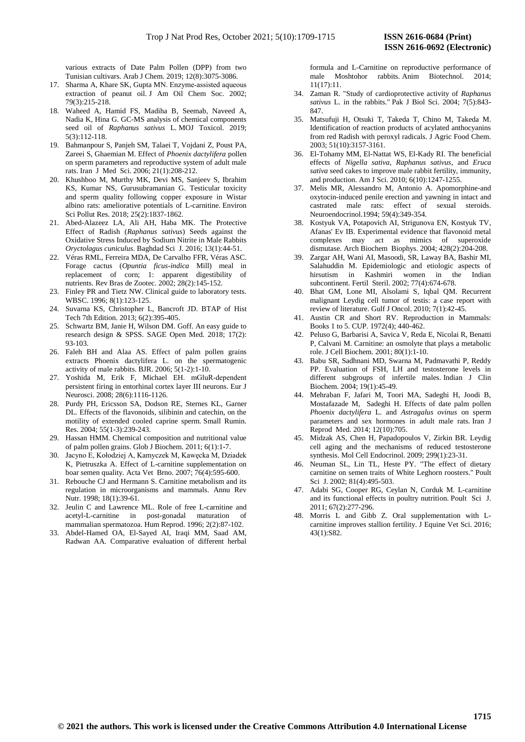various extracts of Date Palm Pollen (DPP) from two Tunisian cultivars. Arab J Chem. 2019; 12(8):3075-3086.

17. Sharma A, Khare SK, Gupta MN. Enzyme-assisted aqueous extraction of peanut oil. J Am Oil Chem Soc. 2002; 79(3):215-218.
18. Waheed A, Hamid FS, Madiha B, Seemab, Naveed A, Nadia K, Hina G. GC-MS analysis of chemical components seed oil of *Raphanus sativus* L. MOJ Toxicol. 2019; 5(3):112-118.
19. Bahmanpour S, Panjeh SM, Talaei T, Vojdani Z, Poust PA, Zareei S, Ghaemian M. Effect of *Phoenix dactylifera* pollen on sperm parameters and reproductive system of adult male rats. Iran J Med Sci. 2006; 21(1):208-212.
20. Khushboo M, Murthy MK, Devi MS, Sanjeev S, Ibrahim KS, Kumar NS, Gurusubramanian G. Testicular toxicity and sperm quality following copper exposure in Wistar albino rats: ameliorative potentials of L-carnitine. Environ Sci Pollut Res. 2018; 25(2):1837-1862.
21. Abed-Alazeez LA, Ali AH, Haba MK. The Protective Effect of Radish (*Raphanus sativus*) Seeds against the Oxidative Stress Induced by Sodium Nitrite in Male Rabbits *Oryctolagus cuniculus*. Baghdad Sci J. 2016; 13(1):44-51.
22. Véras RML, Ferreira MDA, De Carvalho FFR, Véras ASC. Forage cactus (*Opuntia ficus-indica* Mill) meal in replacement of corn; 1: apparent digestibility of nutrients. Rev Bras de Zootec. 2002; 28(2):145-152.
23. Finley PR and Tietz NW. Clinical guide to laboratory tests. WBSC. 1996; 8(1):123-125.
24. Suvarna KS, Christopher L, Bancroft JD. BTAP of Hist Tech 7th Edition. 2013; 6(2):395-405.
25. Schwartz BM, Janie H, Wilson DM. Goff. An easy guide to research design & SPSS. SAGE Open Med. 2018; 17(2): 93-103.
26. Faleh BH and Alaa AS. Effect of palm pollen grains extracts Phoenix dactylifera L. on the spermatogenic activity of male rabbits. BJR. 2006; 5(1-2):1-10.
27. Yoshida M, Erik F, Michael EH. mGluR-dependent persistent firing in entorhinal cortex layer III neurons. Eur J Neurosci. 2008; 28(6):1116-1126.
28. Purdy PH, Ericsson SA, Dodson RE, Sternes KL, Garner DL. Effects of the flavonoids, silibinin and catechin, on the motility of extended cooled caprine sperm. Small Rumin. Res. 2004; 55(1-3):239-243.
29. Hassan HMM. Chemical composition and nutritional value of palm pollen grains. Glob J Biochem. 2011; 6(1):1-7.
30. Jacyno E, Kołodziej A, Kamyczek M, Kawęcka M, Dziadek K, Pietruszka A. Effect of L-carnitine supplementation on boar semen quality. Acta Vet Brno. 2007; 76(4):595-600.
31. Rebouche CJ and Hermann S. Carnitine metabolism and its regulation in microorganisms and mammals. Annu Rev Nutr. 1998; 18(1):39-61.
32. Jeulin C and Lawrence ML. Role of free L-carnitine and acetyl-L-carnitine in post-gonadal maturation of mammalian spermatozoa. Hum Reprod. 1996; 2(2):87-102.
33. Abdel-Hamed OA, El-Sayed AI, Iraqi MM, Saad AM, Radwan AA. Comparative evaluation of different herbal formula and L-Carnitine on reproductive performance of male Moshtohor rabbits. Anim Biotechnol. 2014; 11(17):11.
34. Zaman R. "Study of cardioprotective activity of *Raphanus sativus* L. in the rabbits." Pak J Biol Sci. 2004; 7(5):843-847.
35. Matsufuji H, Otsuki T, Takeda T, Chino M, Takeda M. Identification of reaction products of acylated anthocyanins from red Radish with peroxyl radicals. J Agric Food Chem. 2003; 51(10):3157-3161.
36. El-Tohamy MM, El-Nattat WS, El-Kady RI. The beneficial effects of *Nigella sativa*, *Raphanus sativus*, and *Eruca sativa* seed cakes to improve male rabbit fertility, immunity, and production. Am J Sci. 2010; 6(10):1247-1255.
37. Melis MR, Alessandro M, Antonio A. Apomorphine-and oxytocin-induced penile erection and yawning in intact and castrated male rats: effect of sexual steroids. Neuroendocrinol.1994; 59(4):349-354.
38. Kostyuk VA, Potapovich AI, Strigunova EN, Kostyuk TV, Afanas' Ev IB. Experimental evidence that flavonoid metal complexes may act as mimics of superoxide dismutase. Arch Biochem Biophys. 2004; 428(2):204-208.
39. Zargar AH, Wani AI, Masoodi, SR, Laway BA, Bashir MI, Salahuddin M. Epidemiologic and etiologic aspects of hirsutism in Kashmiri women in the Indian subcontinent. Fertil Steril. 2002; 77(4):674-678.
40. Bhat GM, Lone MI, Alsolami S, Iqbal QM. Recurrent malignant Leydig cell tumor of testis: a case report with review of literature. Gulf J Oncol. 2010; 7(1):42-45.
41. Austin CR and Short RV. Reproduction in Mammals: Books 1 to 5. CUP. 1972(4); 440-462.
42. Peluso G, Barbarisi A, Savica V, Reda E, Nicolai R, Benatti P, Calvani M. Carnitine: an osmolyte that plays a metabolic role. J Cell Biochem. 2001; 80(1):1-10.
43. Babu SR, Sadhnani MD, Swarna M, Padmavathi P, Reddy PP. Evaluation of FSH, LH and testosterone levels in different subgroups of infertile males. Indian J Clin Biochem. 2004; 19(1):45-49.
44. Mehraban F, Jafari M, Toori MA, Sadeghi H, Joodi B, Mostafazade M, Sadeghi H. Effects of date palm pollen *Phoenix dactylifera* L. and *Astragalus ovinus* on sperm parameters and sex hormones in adult male rats. Iran J Reprod Med. 2014; 12(10):705.
45. Midzak AS, Chen H, Papadopoulos V, Zirkin BR. Leydig cell aging and the mechanisms of reduced testosterone synthesis. Mol Cell Endocrinol. 2009; 299(1):23-31.
46. Neuman SL, Lin TL, Heste PY. "The effect of dietary carnitine on semen traits of White Leghorn roosters." Poult Sci J. 2002; 81(4):495-503.
47. Adabi SG, Cooper RG, Ceylan N, Corduk M. L-carnitine and its functional effects in poultry nutrition. Poult Sci J. 2011; 67(2):277-296.
48. Morris L and Gibb Z. Oral supplementation with L-carnitine improves stallion fertility. J Equine Vet Sci. 2016; 43(1):S82.